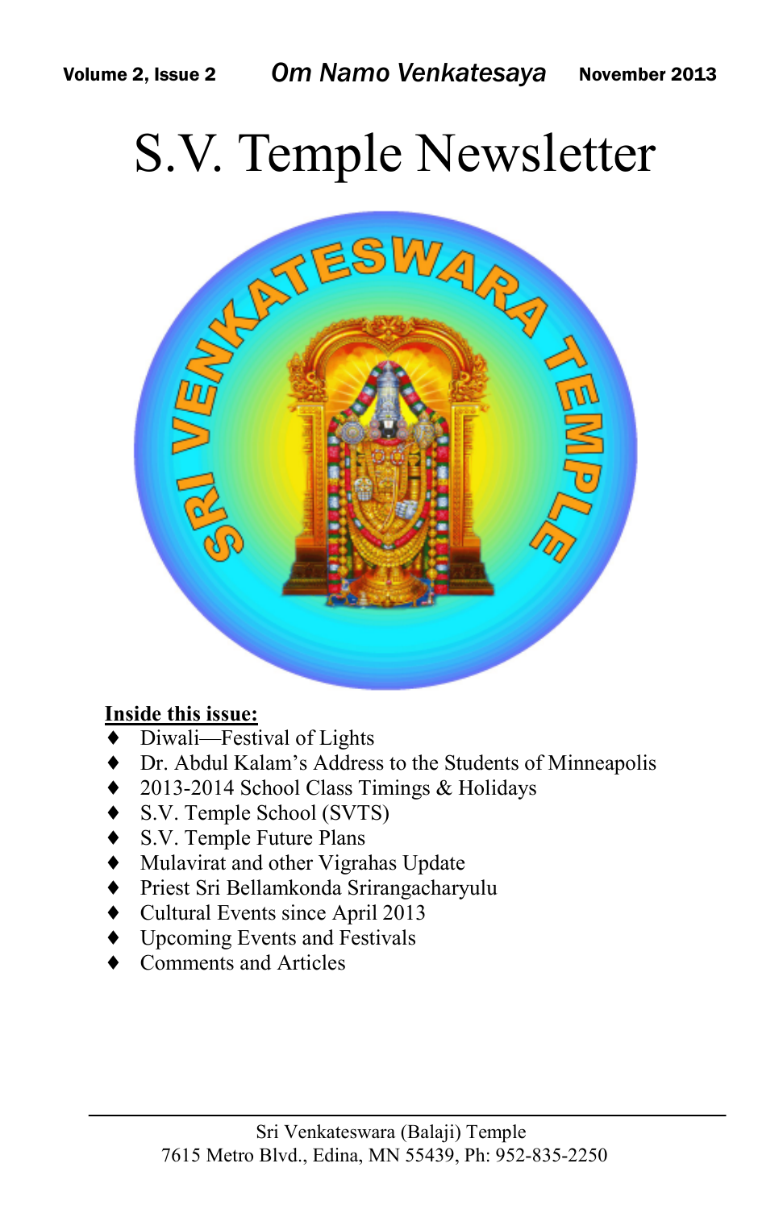Volume 2, Issue 2 *Om Namo Venkatesaya* November 2013

# S.V. Temple Newsletter

**Inside this issue:**

- Diwali—Festival of Lights
- Dr. Abdul Kalam's Address to the Students of Minneapolis
- 2013-2014 School Class Timings & Holidays
- S.V. Temple School (SVTS)
- S.V. Temple Future Plans
- Mulavirat and other Vigrahas Update
- Priest Sri Bellamkonda Srirangacharyulu
- Cultural Events since April 2013
- Upcoming Events and Festivals
- Comments and Articles

Sri Venkateswara (Balaji) Temple
7615 Metro Blvd., Edina, MN 55439, Ph: 952-835-2250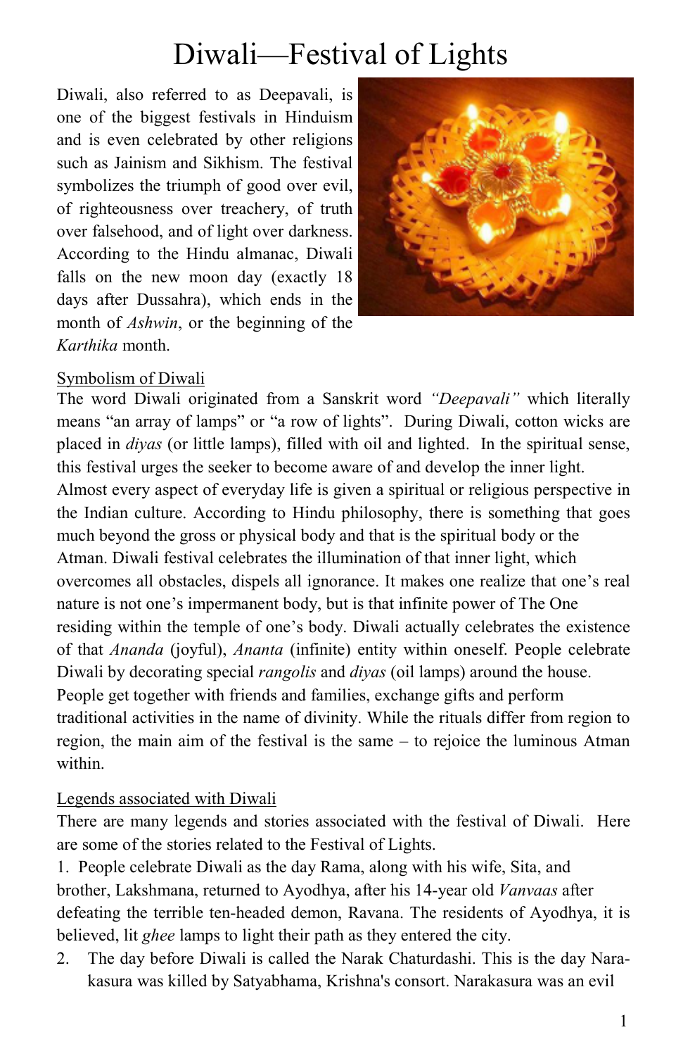# Diwali—Festival of Lights

Diwali, also referred to as Deepavali, is one of the biggest festivals in Hinduism and is even celebrated by other religions such as Jainism and Sikhism. The festival symbolizes the triumph of good over evil, of righteousness over treachery, of truth over falsehood, and of light over darkness. According to the Hindu almanac, Diwali falls on the new moon day (exactly 18 days after Dussahra), which ends in the month of *Ashwin*, or the beginning of the *Karthika* month.

## Symbolism of Diwali

The word Diwali originated from a Sanskrit word *"Deepavali"* which literally means "an array of lamps" or "a row of lights". During Diwali, cotton wicks are placed in *diyas* (or little lamps), filled with oil and lighted. In the spiritual sense, this festival urges the seeker to become aware of and develop the inner light. Almost every aspect of everyday life is given a spiritual or religious perspective in the Indian culture. According to Hindu philosophy, there is something that goes much beyond the gross or physical body and that is the spiritual body or the Atman. Diwali festival celebrates the illumination of that inner light, which overcomes all obstacles, dispels all ignorance. It makes one realize that one's real nature is not one's impermanent body, but is that infinite power of The One residing within the temple of one's body. Diwali actually celebrates the existence of that *Ananda* (joyful), *Ananta* (infinite) entity within oneself. People celebrate Diwali by decorating special *rangolis* and *diyas* (oil lamps) around the house. People get together with friends and families, exchange gifts and perform traditional activities in the name of divinity. While the rituals differ from region to region, the main aim of the festival is the same – to rejoice the luminous Atman within.

## Legends associated with Diwali

There are many legends and stories associated with the festival of Diwali. Here are some of the stories related to the Festival of Lights.

1. People celebrate Diwali as the day Rama, along with his wife, Sita, and brother, Lakshmana, returned to Ayodhya, after his 14-year old *Vanvaas* after defeating the terrible ten-headed demon, Ravana. The residents of Ayodhya, it is believed, lit *ghee* lamps to light their path as they entered the city.
2. The day before Diwali is called the Narak Chaturdashi. This is the day Narakasura was killed by Satyabhama, Krishna's consort. Narakasura was an evil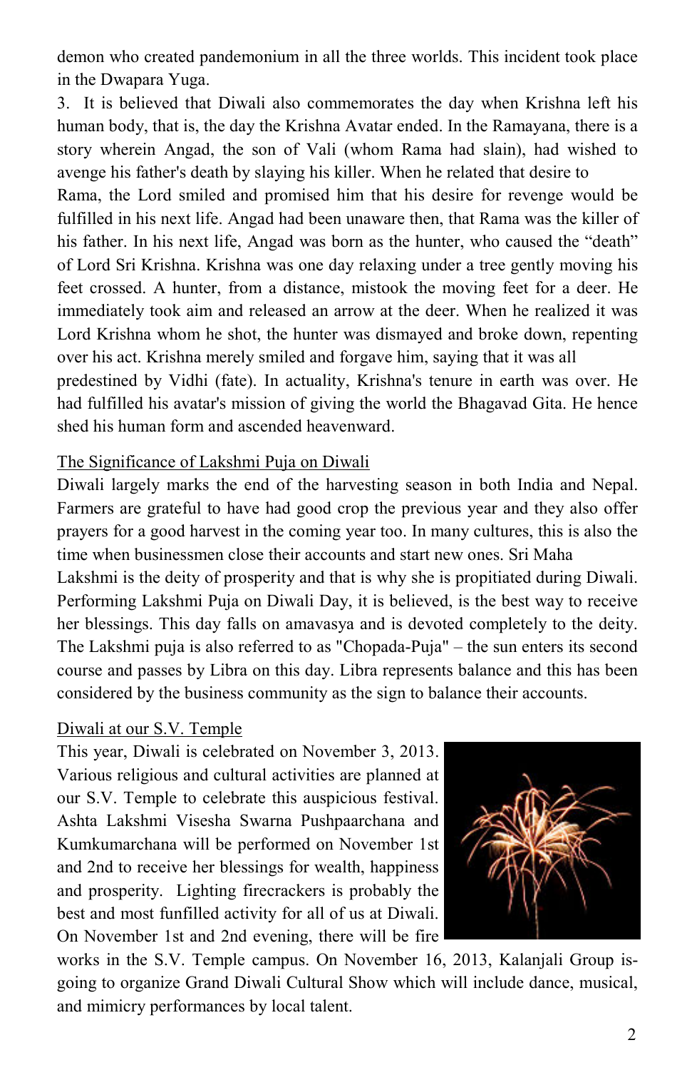demon who created pandemonium in all the three worlds. This incident took place in the Dwapara Yuga.

3. It is believed that Diwali also commemorates the day when Krishna left his human body, that is, the day the Krishna Avatar ended. In the Ramayana, there is a story wherein Angad, the son of Vali (whom Rama had slain), had wished to avenge his father's death by slaying his killer. When he related that desire to Rama, the Lord smiled and promised him that his desire for revenge would be fulfilled in his next life. Angad had been unaware then, that Rama was the killer of his father. In his next life, Angad was born as the hunter, who caused the "death" of Lord Sri Krishna. Krishna was one day relaxing under a tree gently moving his feet crossed. A hunter, from a distance, mistook the moving feet for a deer. He immediately took aim and released an arrow at the deer. When he realized it was Lord Krishna whom he shot, the hunter was dismayed and broke down, repenting over his act. Krishna merely smiled and forgave him, saying that it was all predestined by Vidhi (fate). In actuality, Krishna's tenure in earth was over. He had fulfilled his avatar's mission of giving the world the Bhagavad Gita. He hence shed his human form and ascended heavenward.

## The Significance of Lakshmi Puja on Diwali

Diwali largely marks the end of the harvesting season in both India and Nepal. Farmers are grateful to have had good crop the previous year and they also offer prayers for a good harvest in the coming year too. In many cultures, this is also the time when businessmen close their accounts and start new ones. Sri Maha Lakshmi is the deity of prosperity and that is why she is propitiated during Diwali. Performing Lakshmi Puja on Diwali Day, it is believed, is the best way to receive her blessings. This day falls on amavasya and is devoted completely to the deity. The Lakshmi puja is also referred to as "Chopada-Puja" – the sun enters its second course and passes by Libra on this day. Libra represents balance and this has been considered by the business community as the sign to balance their accounts.

## Diwali at our S.V. Temple

This year, Diwali is celebrated on November 3, 2013. Various religious and cultural activities are planned at our S.V. Temple to celebrate this auspicious festival. Ashta Lakshmi Visesha Swarna Pushpaarchana and Kumkumarchana will be performed on November 1st and 2nd to receive her blessings for wealth, happiness and prosperity. Lighting firecrackers is probably the best and most funfilled activity for all of us at Diwali. On November 1st and 2nd evening, there will be fire works in the S.V. Temple campus. On November 16, 2013, Kalanjali Group is-going to organize Grand Diwali Cultural Show which will include dance, musical, and mimicry performances by local talent.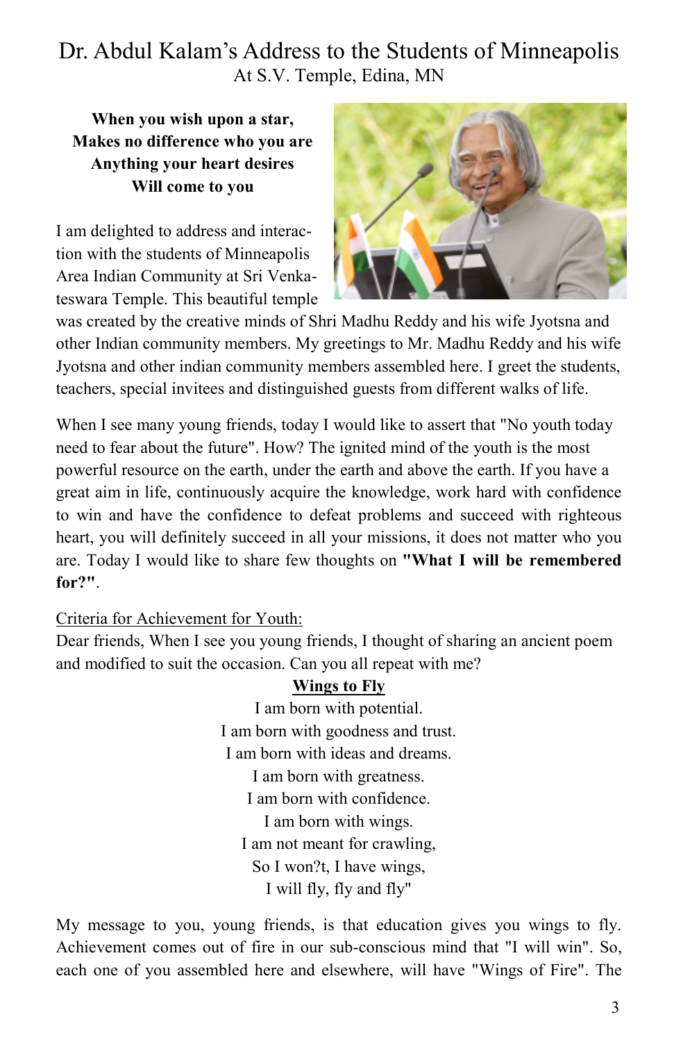# Dr. Abdul Kalam's Address to the Students of Minneapolis

At S.V. Temple, Edina, MN

**When you wish upon a star,**
**Makes no difference who you are**
**Anything your heart desires**
**Will come to you**

I am delighted to address and interaction with the students of Minneapolis Area Indian Community at Sri Venkateswara Temple. This beautiful temple was created by the creative minds of Shri Madhu Reddy and his wife Jyotsna and other Indian community members. My greetings to Mr. Madhu Reddy and his wife Jyotsna and other indian community members assembled here. I greet the students, teachers, special invitees and distinguished guests from different walks of life.

When I see many young friends, today I would like to assert that "No youth today need to fear about the future". How? The ignited mind of the youth is the most powerful resource on the earth, under the earth and above the earth. If you have a great aim in life, continuously acquire the knowledge, work hard with confidence to win and have the confidence to defeat problems and succeed with righteous heart, you will definitely succeed in all your missions, it does not matter who you are. Today I would like to share few thoughts on **"What I will be remembered for?"**.

Criteria for Achievement for Youth:

Dear friends, When I see you young friends, I thought of sharing an ancient poem and modified to suit the occasion. Can you all repeat with me?

**Wings to Fly**

I am born with potential.
I am born with goodness and trust.
I am born with ideas and dreams.
I am born with greatness.
I am born with confidence.
I am born with wings.
I am not meant for crawling,
So I won?t, I have wings,
I will fly, fly and fly"

My message to you, young friends, is that education gives you wings to fly. Achievement comes out of fire in our sub-conscious mind that "I will win". So, each one of you assembled here and elsewhere, will have "Wings of Fire". The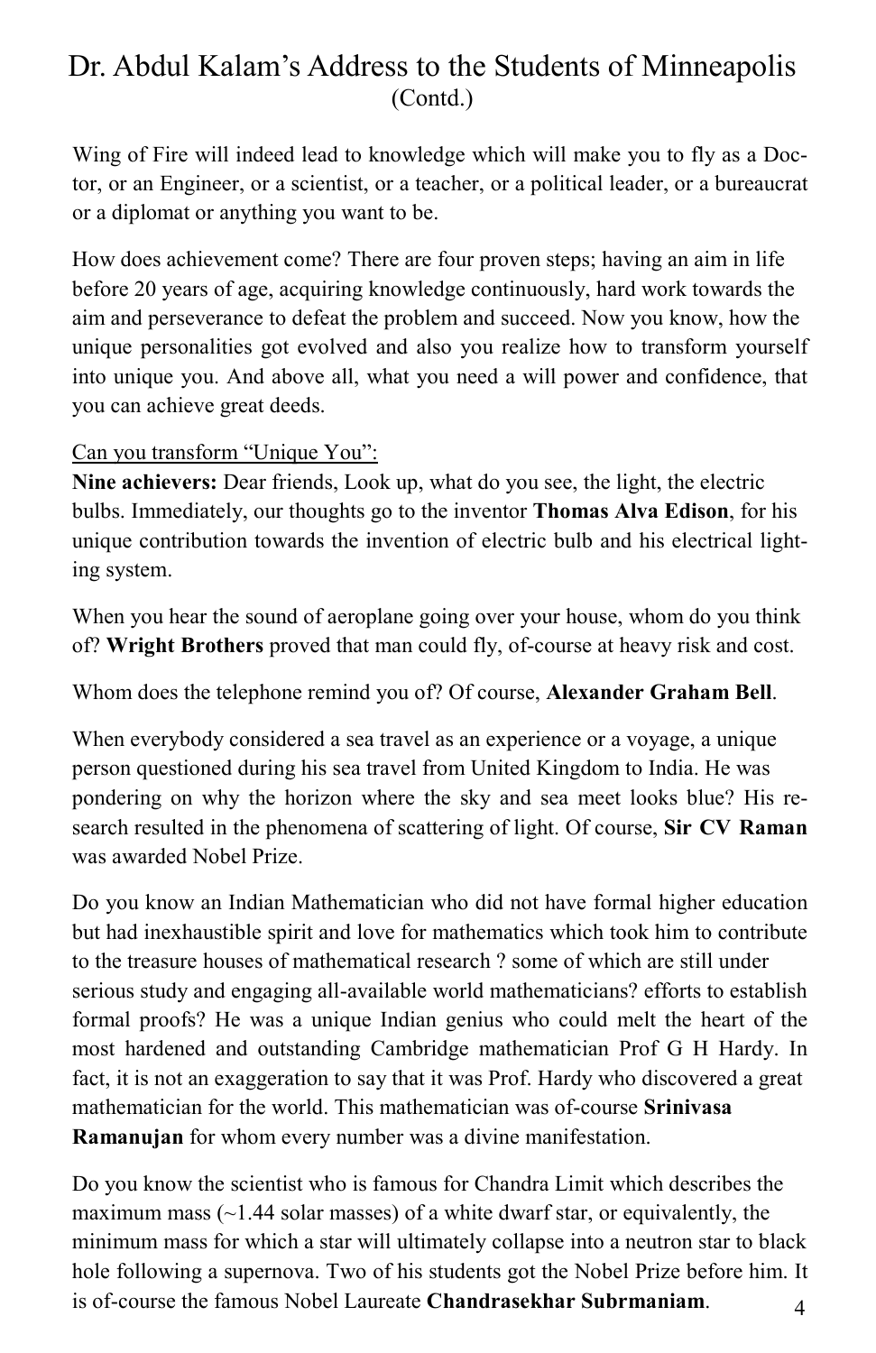# Dr. Abdul Kalam's Address to the Students of Minneapolis
(Contd.)

Wing of Fire will indeed lead to knowledge which will make you to fly as a Doctor, or an Engineer, or a scientist, or a teacher, or a political leader, or a bureaucrat or a diplomat or anything you want to be.

How does achievement come? There are four proven steps; having an aim in life before 20 years of age, acquiring knowledge continuously, hard work towards the aim and perseverance to defeat the problem and succeed. Now you know, how the unique personalities got evolved and also you realize how to transform yourself into unique you. And above all, what you need a will power and confidence, that you can achieve great deeds.

Can you transform "Unique You":

**Nine achievers:** Dear friends, Look up, what do you see, the light, the electric bulbs. Immediately, our thoughts go to the inventor **Thomas Alva Edison**, for his unique contribution towards the invention of electric bulb and his electrical lighting system.

When you hear the sound of aeroplane going over your house, whom do you think of? **Wright Brothers** proved that man could fly, of-course at heavy risk and cost.

Whom does the telephone remind you of? Of course, **Alexander Graham Bell**.

When everybody considered a sea travel as an experience or a voyage, a unique person questioned during his sea travel from United Kingdom to India. He was pondering on why the horizon where the sky and sea meet looks blue? His research resulted in the phenomena of scattering of light. Of course, **Sir CV Raman** was awarded Nobel Prize.

Do you know an Indian Mathematician who did not have formal higher education but had inexhaustible spirit and love for mathematics which took him to contribute to the treasure houses of mathematical research ? some of which are still under serious study and engaging all-available world mathematicians? efforts to establish formal proofs? He was a unique Indian genius who could melt the heart of the most hardened and outstanding Cambridge mathematician Prof G H Hardy. In fact, it is not an exaggeration to say that it was Prof. Hardy who discovered a great mathematician for the world. This mathematician was of-course **Srinivasa Ramanujan** for whom every number was a divine manifestation.

Do you know the scientist who is famous for Chandra Limit which describes the maximum mass (~1.44 solar masses) of a white dwarf star, or equivalently, the minimum mass for which a star will ultimately collapse into a neutron star to black hole following a supernova. Two of his students got the Nobel Prize before him. It is of-course the famous Nobel Laureate **Chandrasekhar Subrmaniam**.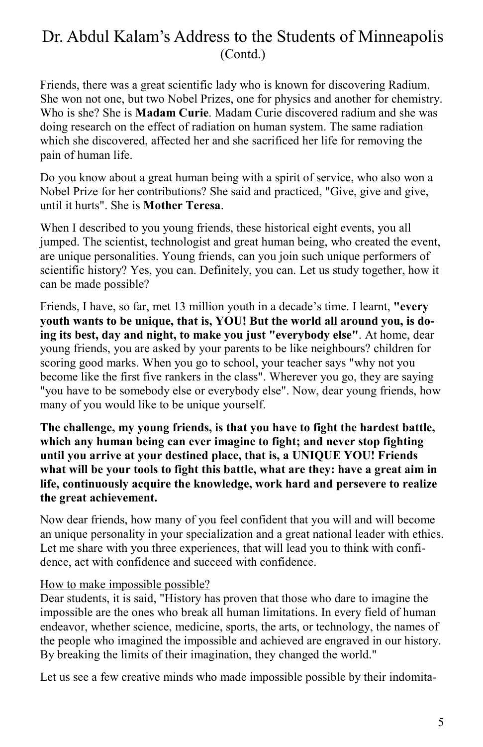# Dr. Abdul Kalam's Address to the Students of Minneapolis (Contd.)

Friends, there was a great scientific lady who is known for discovering Radium. She won not one, but two Nobel Prizes, one for physics and another for chemistry. Who is she? She is **Madam Curie**. Madam Curie discovered radium and she was doing research on the effect of radiation on human system. The same radiation which she discovered, affected her and she sacrificed her life for removing the pain of human life.

Do you know about a great human being with a spirit of service, who also won a Nobel Prize for her contributions? She said and practiced, "Give, give and give, until it hurts". She is **Mother Teresa**.

When I described to you young friends, these historical eight events, you all jumped. The scientist, technologist and great human being, who created the event, are unique personalities. Young friends, can you join such unique performers of scientific history? Yes, you can. Definitely, you can. Let us study together, how it can be made possible?

Friends, I have, so far, met 13 million youth in a decade's time. I learnt, **"every youth wants to be unique, that is, YOU! But the world all around you, is doing its best, day and night, to make you just "everybody else"**. At home, dear young friends, you are asked by your parents to be like neighbours? children for scoring good marks. When you go to school, your teacher says "why not you become like the first five rankers in the class". Wherever you go, they are saying "you have to be somebody else or everybody else". Now, dear young friends, how many of you would like to be unique yourself.

**The challenge, my young friends, is that you have to fight the hardest battle, which any human being can ever imagine to fight; and never stop fighting until you arrive at your destined place, that is, a UNIQUE YOU! Friends what will be your tools to fight this battle, what are they: have a great aim in life, continuously acquire the knowledge, work hard and persevere to realize the great achievement.**

Now dear friends, how many of you feel confident that you will and will become an unique personality in your specialization and a great national leader with ethics. Let me share with you three experiences, that will lead you to think with confidence, act with confidence and succeed with confidence.

<u>How to make impossible possible?</u>

Dear students, it is said, "History has proven that those who dare to imagine the impossible are the ones who break all human limitations. In every field of human endeavor, whether science, medicine, sports, the arts, or technology, the names of the people who imagined the impossible and achieved are engraved in our history. By breaking the limits of their imagination, they changed the world."

Let us see a few creative minds who made impossible possible by their indomita-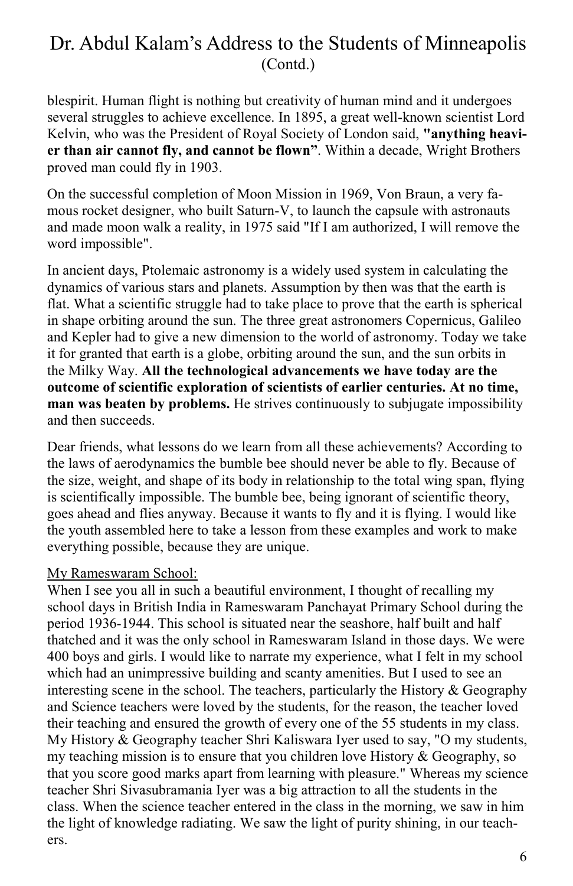blespirit. Human flight is nothing but creativity of human mind and it undergoes several struggles to achieve excellence. In 1895, a great well-known scientist Lord Kelvin, who was the President of Royal Society of London said, **"anything heavier than air cannot fly, and cannot be flown"**. Within a decade, Wright Brothers proved man could fly in 1903.

On the successful completion of Moon Mission in 1969, Von Braun, a very famous rocket designer, who built Saturn-V, to launch the capsule with astronauts and made moon walk a reality, in 1975 said "If I am authorized, I will remove the word impossible".

In ancient days, Ptolemaic astronomy is a widely used system in calculating the dynamics of various stars and planets. Assumption by then was that the earth is flat. What a scientific struggle had to take place to prove that the earth is spherical in shape orbiting around the sun. The three great astronomers Copernicus, Galileo and Kepler had to give a new dimension to the world of astronomy. Today we take it for granted that earth is a globe, orbiting around the sun, and the sun orbits in the Milky Way. **All the technological advancements we have today are the outcome of scientific exploration of scientists of earlier centuries. At no time, man was beaten by problems.** He strives continuously to subjugate impossibility and then succeeds.

Dear friends, what lessons do we learn from all these achievements? According to the laws of aerodynamics the bumble bee should never be able to fly. Because of the size, weight, and shape of its body in relationship to the total wing span, flying is scientifically impossible. The bumble bee, being ignorant of scientific theory, goes ahead and flies anyway. Because it wants to fly and it is flying. I would like the youth assembled here to take a lesson from these examples and work to make everything possible, because they are unique.

<u>My Rameswaram School:</u>

When I see you all in such a beautiful environment, I thought of recalling my school days in British India in Rameswaram Panchayat Primary School during the period 1936-1944. This school is situated near the seashore, half built and half thatched and it was the only school in Rameswaram Island in those days. We were 400 boys and girls. I would like to narrate my experience, what I felt in my school which had an unimpressive building and scanty amenities. But I used to see an interesting scene in the school. The teachers, particularly the History & Geography and Science teachers were loved by the students, for the reason, the teacher loved their teaching and ensured the growth of every one of the 55 students in my class. My History & Geography teacher Shri Kaliswara Iyer used to say, "O my students, my teaching mission is to ensure that you children love History & Geography, so that you score good marks apart from learning with pleasure." Whereas my science teacher Shri Sivasubramania Iyer was a big attraction to all the students in the class. When the science teacher entered in the class in the morning, we saw in him the light of knowledge radiating. We saw the light of purity shining, in our teachers.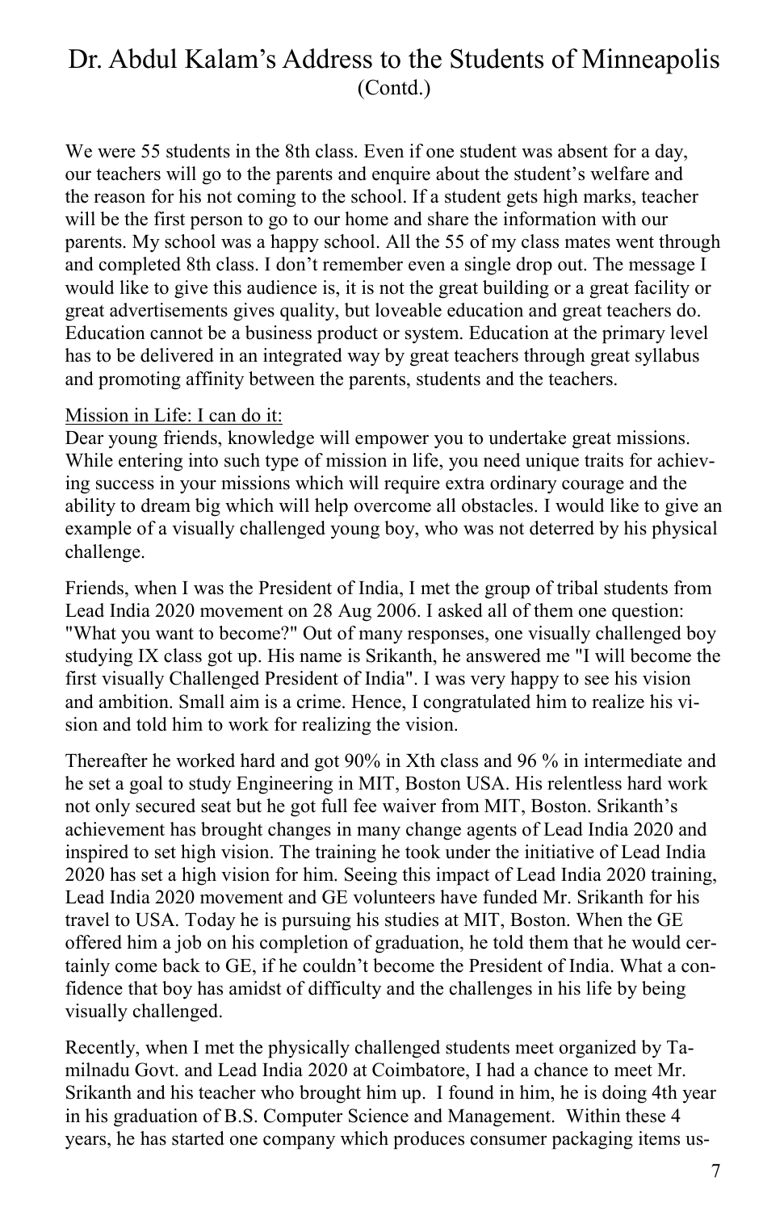# Dr. Abdul Kalam's Address to the Students of Minneapolis (Contd.)

We were 55 students in the 8th class. Even if one student was absent for a day, our teachers will go to the parents and enquire about the student's welfare and the reason for his not coming to the school. If a student gets high marks, teacher will be the first person to go to our home and share the information with our parents. My school was a happy school. All the 55 of my class mates went through and completed 8th class. I don't remember even a single drop out. The message I would like to give this audience is, it is not the great building or a great facility or great advertisements gives quality, but loveable education and great teachers do. Education cannot be a business product or system. Education at the primary level has to be delivered in an integrated way by great teachers through great syllabus and promoting affinity between the parents, students and the teachers.

<u>Mission in Life: I can do it:</u>

Dear young friends, knowledge will empower you to undertake great missions. While entering into such type of mission in life, you need unique traits for achieving success in your missions which will require extra ordinary courage and the ability to dream big which will help overcome all obstacles. I would like to give an example of a visually challenged young boy, who was not deterred by his physical challenge.

Friends, when I was the President of India, I met the group of tribal students from Lead India 2020 movement on 28 Aug 2006. I asked all of them one question: "What you want to become?" Out of many responses, one visually challenged boy studying IX class got up. His name is Srikanth, he answered me "I will become the first visually Challenged President of India". I was very happy to see his vision and ambition. Small aim is a crime. Hence, I congratulated him to realize his vision and told him to work for realizing the vision.

Thereafter he worked hard and got 90% in Xth class and 96 % in intermediate and he set a goal to study Engineering in MIT, Boston USA. His relentless hard work not only secured seat but he got full fee waiver from MIT, Boston. Srikanth's achievement has brought changes in many change agents of Lead India 2020 and inspired to set high vision. The training he took under the initiative of Lead India 2020 has set a high vision for him. Seeing this impact of Lead India 2020 training, Lead India 2020 movement and GE volunteers have funded Mr. Srikanth for his travel to USA. Today he is pursuing his studies at MIT, Boston. When the GE offered him a job on his completion of graduation, he told them that he would certainly come back to GE, if he couldn't become the President of India. What a confidence that boy has amidst of difficulty and the challenges in his life by being visually challenged.

Recently, when I met the physically challenged students meet organized by Tamilnadu Govt. and Lead India 2020 at Coimbatore, I had a chance to meet Mr. Srikanth and his teacher who brought him up. I found in him, he is doing 4th year in his graduation of B.S. Computer Science and Management. Within these 4 years, he has started one company which produces consumer packaging items us-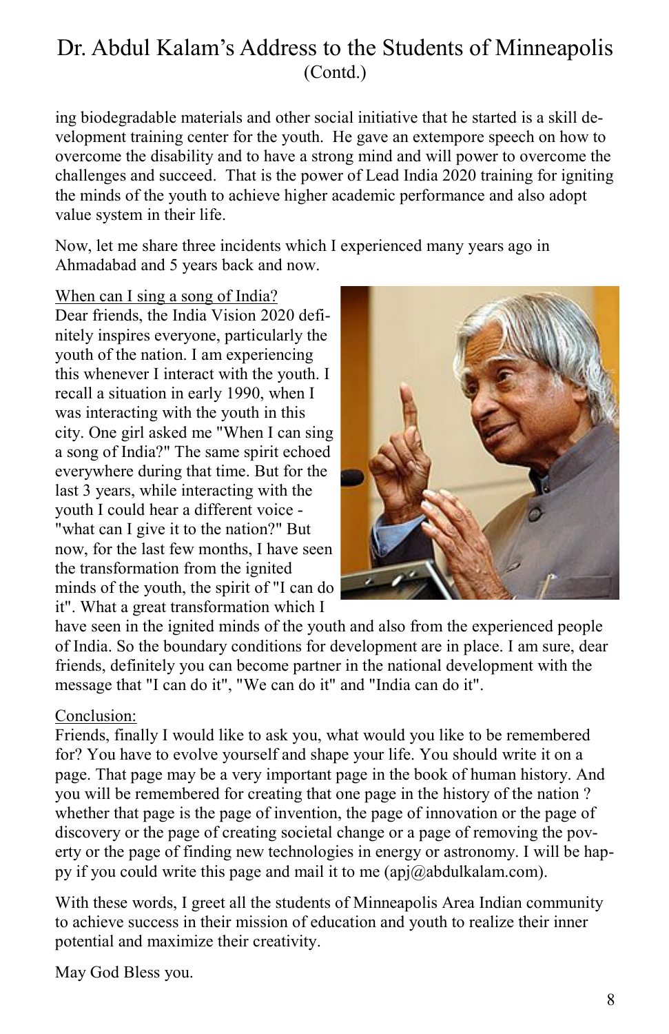# Dr. Abdul Kalam's Address to the Students of Minneapolis (Contd.)

ing biodegradable materials and other social initiative that he started is a skill development training center for the youth. He gave an extempore speech on how to overcome the disability and to have a strong mind and will power to overcome the challenges and succeed. That is the power of Lead India 2020 training for igniting the minds of the youth to achieve higher academic performance and also adopt value system in their life.

Now, let me share three incidents which I experienced many years ago in Ahmadabad and 5 years back and now.

<u>When can I sing a song of India?</u>

Dear friends, the India Vision 2020 definitely inspires everyone, particularly the youth of the nation. I am experiencing this whenever I interact with the youth. I recall a situation in early 1990, when I was interacting with the youth in this city. One girl asked me "When I can sing a song of India?" The same spirit echoed everywhere during that time. But for the last 3 years, while interacting with the youth I could hear a different voice - "what can I give it to the nation?" But now, for the last few months, I have seen the transformation from the ignited minds of the youth, the spirit of "I can do it". What a great transformation which I have seen in the ignited minds of the youth and also from the experienced people of India. So the boundary conditions for development are in place. I am sure, dear friends, definitely you can become partner in the national development with the message that "I can do it", "We can do it" and "India can do it".

<u>Conclusion:</u>

Friends, finally I would like to ask you, what would you like to be remembered for? You have to evolve yourself and shape your life. You should write it on a page. That page may be a very important page in the book of human history. And you will be remembered for creating that one page in the history of the nation ? whether that page is the page of invention, the page of innovation or the page of discovery or the page of creating societal change or a page of removing the poverty or the page of finding new technologies in energy or astronomy. I will be happy if you could write this page and mail it to me (apj@abdulkalam.com).

With these words, I greet all the students of Minneapolis Area Indian community to achieve success in their mission of education and youth to realize their inner potential and maximize their creativity.

May God Bless you.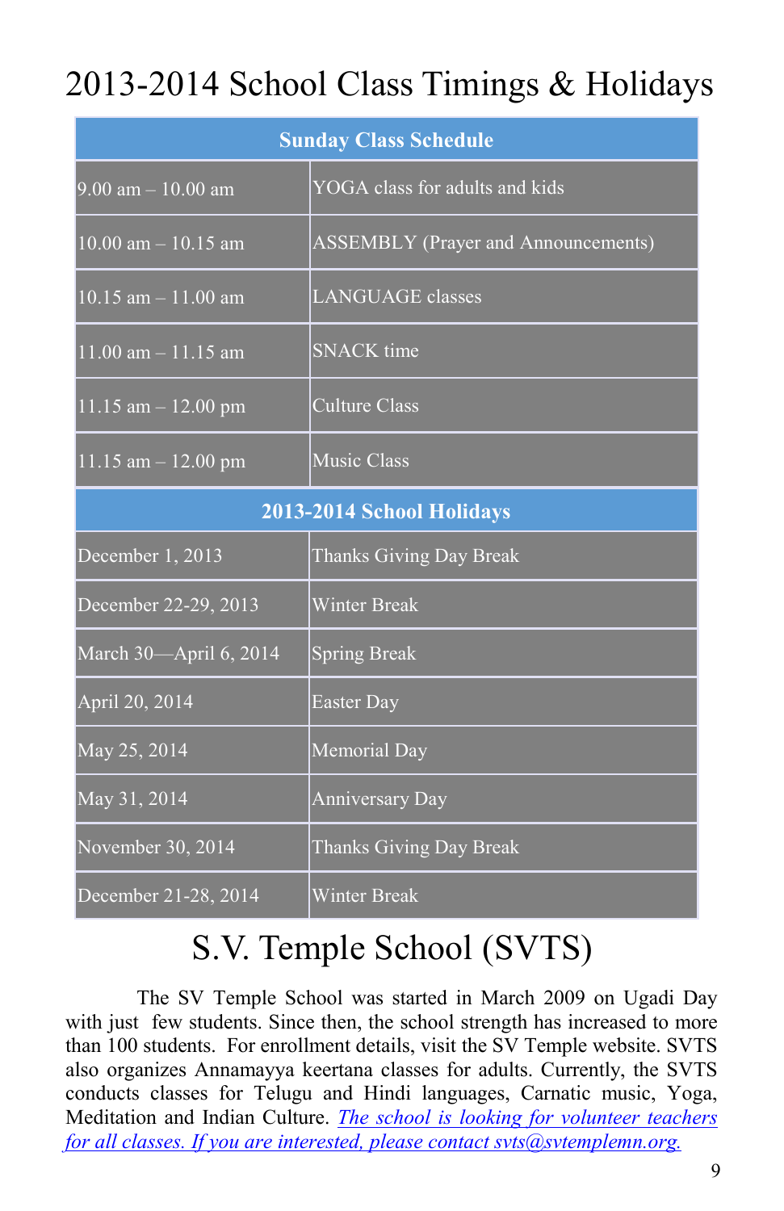# 2013-2014 School Class Timings & Holidays

| Sunday Class Schedule | |
|---|---|
| 9.00 am – 10.00 am | YOGA class for adults and kids |
| 10.00 am – 10.15 am | ASSEMBLY (Prayer and Announcements) |
| 10.15 am – 11.00 am | LANGUAGE classes |
| 11.00 am – 11.15 am | SNACK time |
| 11.15 am – 12.00 pm | Culture Class |
| 11.15 am – 12.00 pm | Music Class |
| **2013-2014 School Holidays** | |
| December 1, 2013 | Thanks Giving Day Break |
| December 22-29, 2013 | Winter Break |
| March 30—April 6, 2014 | Spring Break |
| April 20, 2014 | Easter Day |
| May 25, 2014 | Memorial Day |
| May 31, 2014 | Anniversary Day |
| November 30, 2014 | Thanks Giving Day Break |
| December 21-28, 2014 | Winter Break |

# S.V. Temple School (SVTS)

The SV Temple School was started in March 2009 on Ugadi Day with just few students. Since then, the school strength has increased to more than 100 students. For enrollment details, visit the SV Temple website. SVTS also organizes Annamayya keertana classes for adults. Currently, the SVTS conducts classes for Telugu and Hindi languages, Carnatic music, Yoga, Meditation and Indian Culture. *The school is looking for volunteer teachers for all classes. If you are interested, please contact svts@svtemplemn.org.*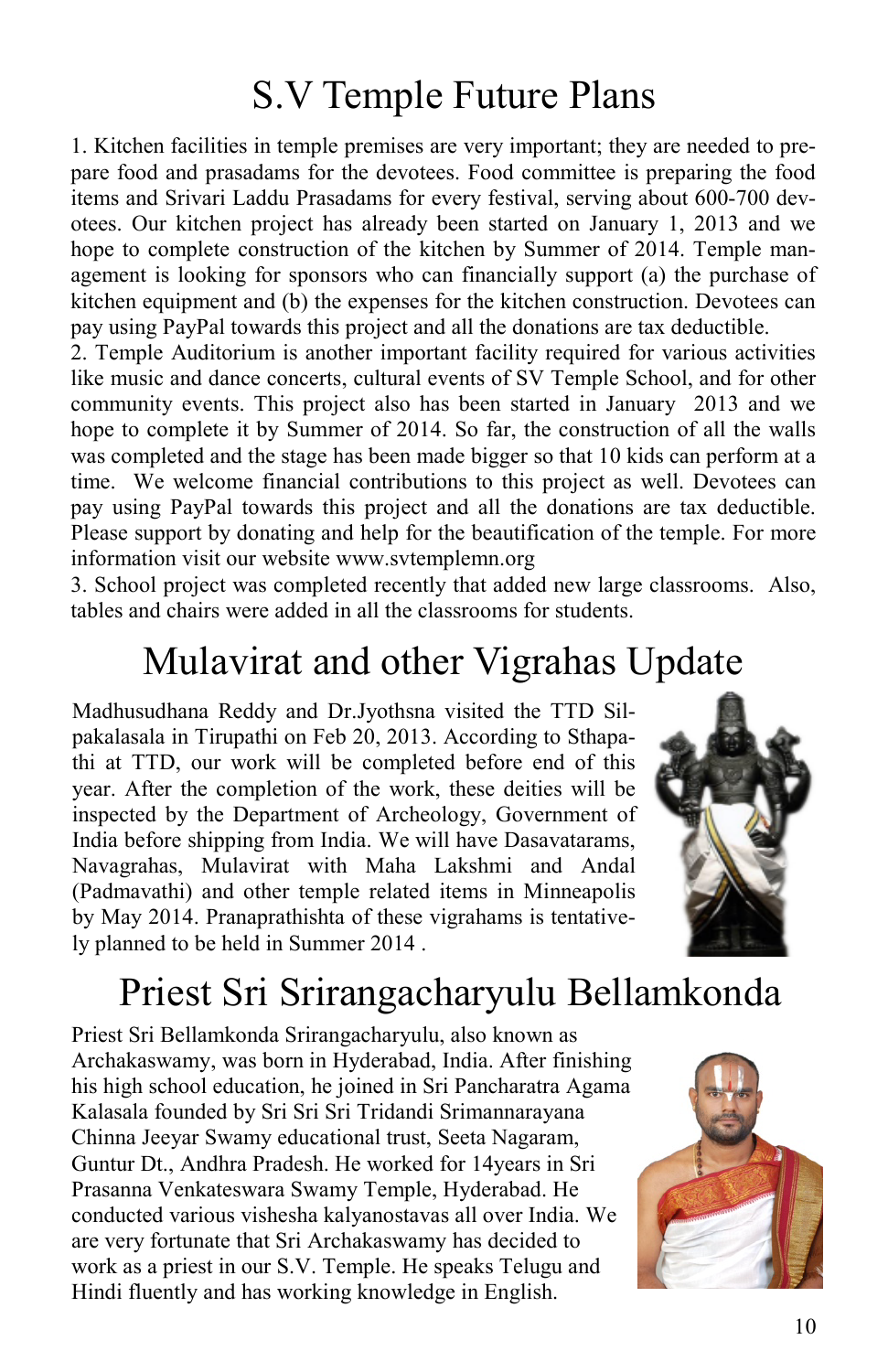# S.V Temple Future Plans

1. Kitchen facilities in temple premises are very important; they are needed to prepare food and prasadams for the devotees. Food committee is preparing the food items and Srivari Laddu Prasadams for every festival, serving about 600-700 devotees. Our kitchen project has already been started on January 1, 2013 and we hope to complete construction of the kitchen by Summer of 2014. Temple management is looking for sponsors who can financially support (a) the purchase of kitchen equipment and (b) the expenses for the kitchen construction. Devotees can pay using PayPal towards this project and all the donations are tax deductible.
2. Temple Auditorium is another important facility required for various activities like music and dance concerts, cultural events of SV Temple School, and for other community events. This project also has been started in January 2013 and we hope to complete it by Summer of 2014. So far, the construction of all the walls was completed and the stage has been made bigger so that 10 kids can perform at a time. We welcome financial contributions to this project as well. Devotees can pay using PayPal towards this project and all the donations are tax deductible. Please support by donating and help for the beautification of the temple. For more information visit our website www.svtemplemn.org
3. School project was completed recently that added new large classrooms. Also, tables and chairs were added in all the classrooms for students.

# Mulavirat and other Vigrahas Update

Madhusudhana Reddy and Dr.Jyothsna visited the TTD Silpakalasala in Tirupathi on Feb 20, 2013. According to Sthapathi at TTD, our work will be completed before end of this year. After the completion of the work, these deities will be inspected by the Department of Archeology, Government of India before shipping from India. We will have Dasavatarams, Navagrahas, Mulavirat with Maha Lakshmi and Andal (Padmavathi) and other temple related items in Minneapolis by May 2014. Pranaprathishta of these vigrahams is tentatively planned to be held in Summer 2014 .

# Priest Sri Srirangacharyulu Bellamkonda

Priest Sri Bellamkonda Srirangacharyulu, also known as Archakaswamy, was born in Hyderabad, India. After finishing his high school education, he joined in Sri Pancharatra Agama Kalasala founded by Sri Sri Sri Tridandi Srimannarayana Chinna Jeeyar Swamy educational trust, Seeta Nagaram, Guntur Dt., Andhra Pradesh. He worked for 14years in Sri Prasanna Venkateswara Swamy Temple, Hyderabad. He conducted various vishesha kalyanostavas all over India. We are very fortunate that Sri Archakaswamy has decided to work as a priest in our S.V. Temple. He speaks Telugu and Hindi fluently and has working knowledge in English.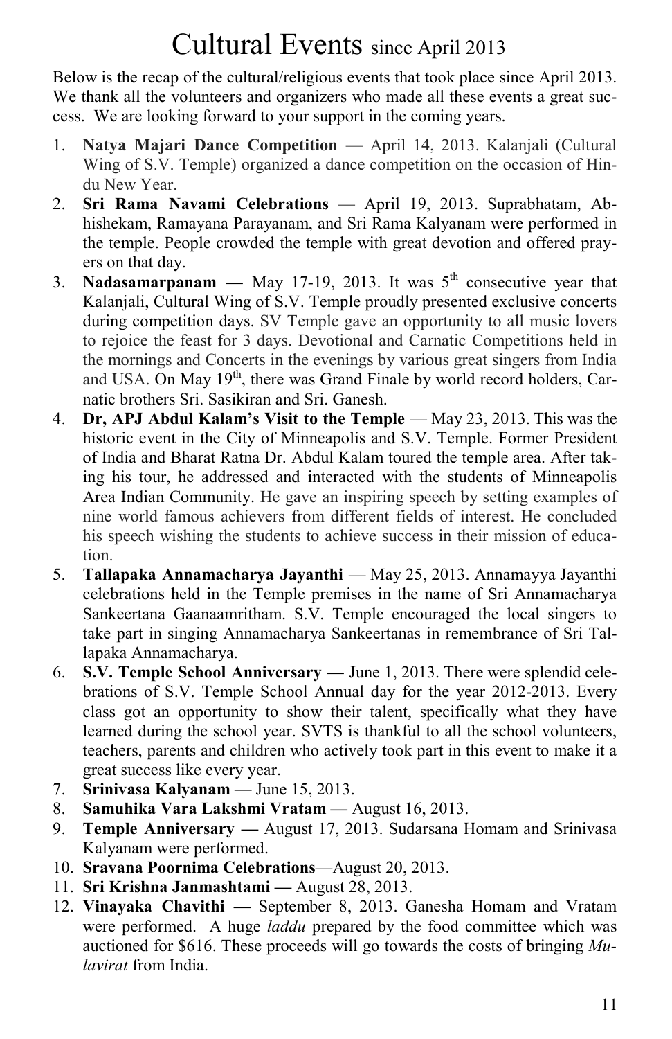# Cultural Events since April 2013

Below is the recap of the cultural/religious events that took place since April 2013. We thank all the volunteers and organizers who made all these events a great success. We are looking forward to your support in the coming years.

1. **Natya Majari Dance Competition** — April 14, 2013. Kalanjali (Cultural Wing of S.V. Temple) organized a dance competition on the occasion of Hindu New Year.
2. **Sri Rama Navami Celebrations** — April 19, 2013. Suprabhatam, Abhishekam, Ramayana Parayanam, and Sri Rama Kalyanam were performed in the temple. People crowded the temple with great devotion and offered prayers on that day.
3. **Nadasamarpanam —** May 17-19, 2013. It was 5th consecutive year that Kalanjali, Cultural Wing of S.V. Temple proudly presented exclusive concerts during competition days. SV Temple gave an opportunity to all music lovers to rejoice the feast for 3 days. Devotional and Carnatic Competitions held in the mornings and Concerts in the evenings by various great singers from India and USA. On May 19th, there was Grand Finale by world record holders, Carnatic brothers Sri. Sasikiran and Sri. Ganesh.
4. **Dr, APJ Abdul Kalam's Visit to the Temple** — May 23, 2013. This was the historic event in the City of Minneapolis and S.V. Temple. Former President of India and Bharat Ratna Dr. Abdul Kalam toured the temple area. After taking his tour, he addressed and interacted with the students of Minneapolis Area Indian Community. He gave an inspiring speech by setting examples of nine world famous achievers from different fields of interest. He concluded his speech wishing the students to achieve success in their mission of education.
5. **Tallapaka Annamacharya Jayanthi** — May 25, 2013. Annamayya Jayanthi celebrations held in the Temple premises in the name of Sri Annamacharya Sankeertana Gaanaamritham. S.V. Temple encouraged the local singers to take part in singing Annamacharya Sankeertanas in remembrance of Sri Tallapaka Annamacharya.
6. **S.V. Temple School Anniversary —** June 1, 2013. There were splendid celebrations of S.V. Temple School Annual day for the year 2012-2013. Every class got an opportunity to show their talent, specifically what they have learned during the school year. SVTS is thankful to all the school volunteers, teachers, parents and children who actively took part in this event to make it a great success like every year.
7. **Srinivasa Kalyanam** — June 15, 2013.
8. **Samuhika Vara Lakshmi Vratam —** August 16, 2013.
9. **Temple Anniversary —** August 17, 2013. Sudarsana Homam and Srinivasa Kalyanam were performed.
10. **Sravana Poornima Celebrations**—August 20, 2013.
11. **Sri Krishna Janmashtami —** August 28, 2013.
12. **Vinayaka Chavithi —** September 8, 2013. Ganesha Homam and Vratam were performed. A huge *laddu* prepared by the food committee which was auctioned for $616. These proceeds will go towards the costs of bringing *Mulavirat* from India.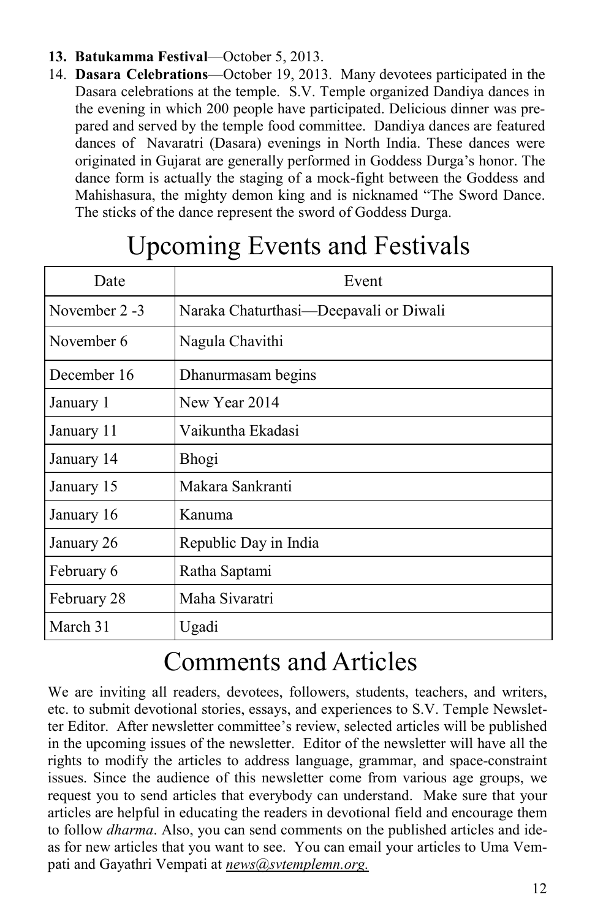13. **Batukamma Festival**—October 5, 2013.
14. **Dasara Celebrations**—October 19, 2013. Many devotees participated in the Dasara celebrations at the temple. S.V. Temple organized Dandiya dances in the evening in which 200 people have participated. Delicious dinner was prepared and served by the temple food committee. Dandiya dances are featured dances of Navaratri (Dasara) evenings in North India. These dances were originated in Gujarat are generally performed in Goddess Durga's honor. The dance form is actually the staging of a mock-fight between the Goddess and Mahishasura, the mighty demon king and is nicknamed "The Sword Dance. The sticks of the dance represent the sword of Goddess Durga.

# Upcoming Events and Festivals

| Date | Event |
|---|---|
| November 2 -3 | Naraka Chaturthasi—Deepavali or Diwali |
| November 6 | Nagula Chavithi |
| December 16 | Dhanurmasam begins |
| January 1 | New Year 2014 |
| January 11 | Vaikuntha Ekadasi |
| January 14 | Bhogi |
| January 15 | Makara Sankranti |
| January 16 | Kanuma |
| January 26 | Republic Day in India |
| February 6 | Ratha Saptami |
| February 28 | Maha Sivaratri |
| March 31 | Ugadi |

# Comments and Articles

We are inviting all readers, devotees, followers, students, teachers, and writers, etc. to submit devotional stories, essays, and experiences to S.V. Temple Newsletter Editor. After newsletter committee's review, selected articles will be published in the upcoming issues of the newsletter. Editor of the newsletter will have all the rights to modify the articles to address language, grammar, and space-constraint issues. Since the audience of this newsletter come from various age groups, we request you to send articles that everybody can understand. Make sure that your articles are helpful in educating the readers in devotional field and encourage them to follow *dharma*. Also, you can send comments on the published articles and ideas for new articles that you want to see. You can email your articles to Uma Vempati and Gayathri Vempati at *news@svtemplemn.org.*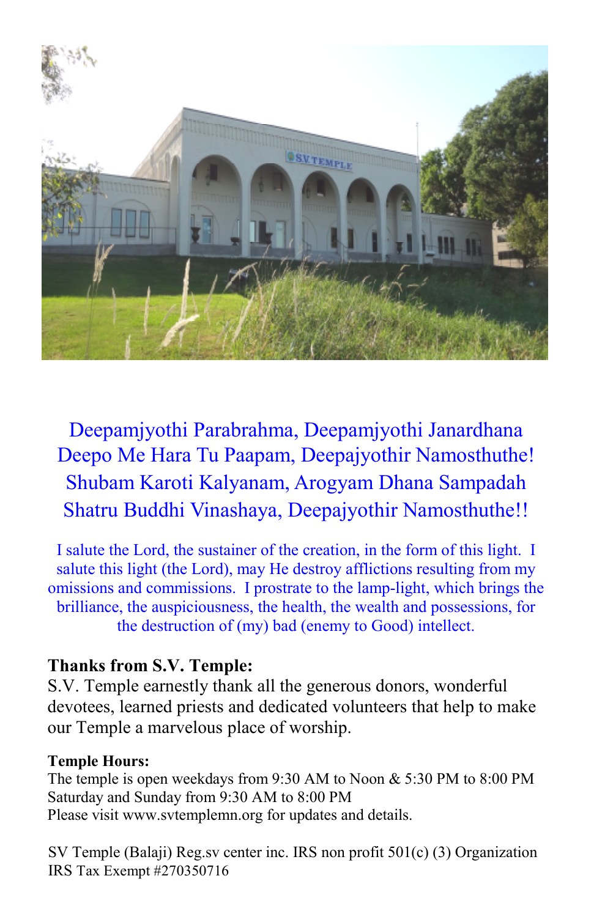Deepamjyothi Parabrahma, Deepamjyothi Janardhana
Deepo Me Hara Tu Paapam, Deepajyothir Namosthuthe!
Shubam Karoti Kalyanam, Arogyam Dhana Sampadah
Shatru Buddhi Vinashaya, Deepajyothir Namosthuthe!!

I salute the Lord, the sustainer of the creation, in the form of this light. I salute this light (the Lord), may He destroy afflictions resulting from my omissions and commissions. I prostrate to the lamp-light, which brings the brilliance, the auspiciousness, the health, the wealth and possessions, for the destruction of (my) bad (enemy to Good) intellect.

**Thanks from S.V. Temple:**
S.V. Temple earnestly thank all the generous donors, wonderful devotees, learned priests and dedicated volunteers that help to make our Temple a marvelous place of worship.

**Temple Hours:**
The temple is open weekdays from 9:30 AM to Noon & 5:30 PM to 8:00 PM
Saturday and Sunday from 9:30 AM to 8:00 PM
Please visit www.svtemplemn.org for updates and details.

SV Temple (Balaji) Reg.sv center inc. IRS non profit 501(c) (3) Organization
IRS Tax Exempt #270350716